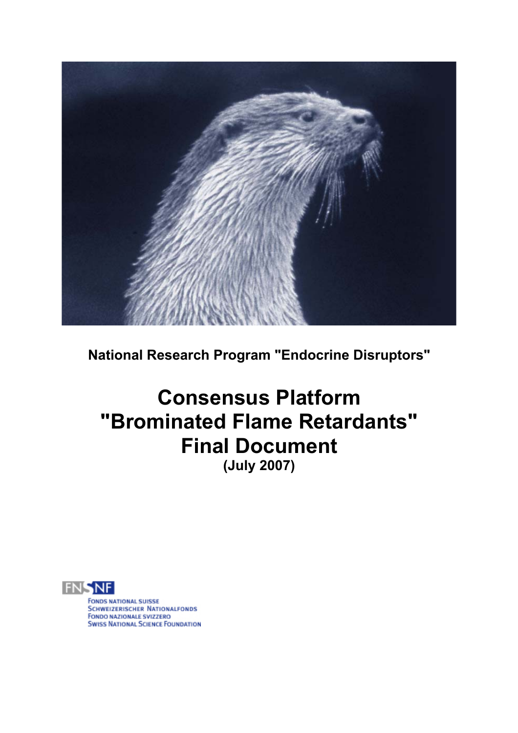National Research Program "Endocrine Disruptors"

# Consensus Platform "Brominated Flame Retardants" Final Document

**(July 2007)**

FONDS NATIONAL SUISSE
SCHWEIZERISCHER NATIONALFONDS
FONDO NAZIONALE SVIZZERO
SWISS NATIONAL SCIENCE FOUNDATION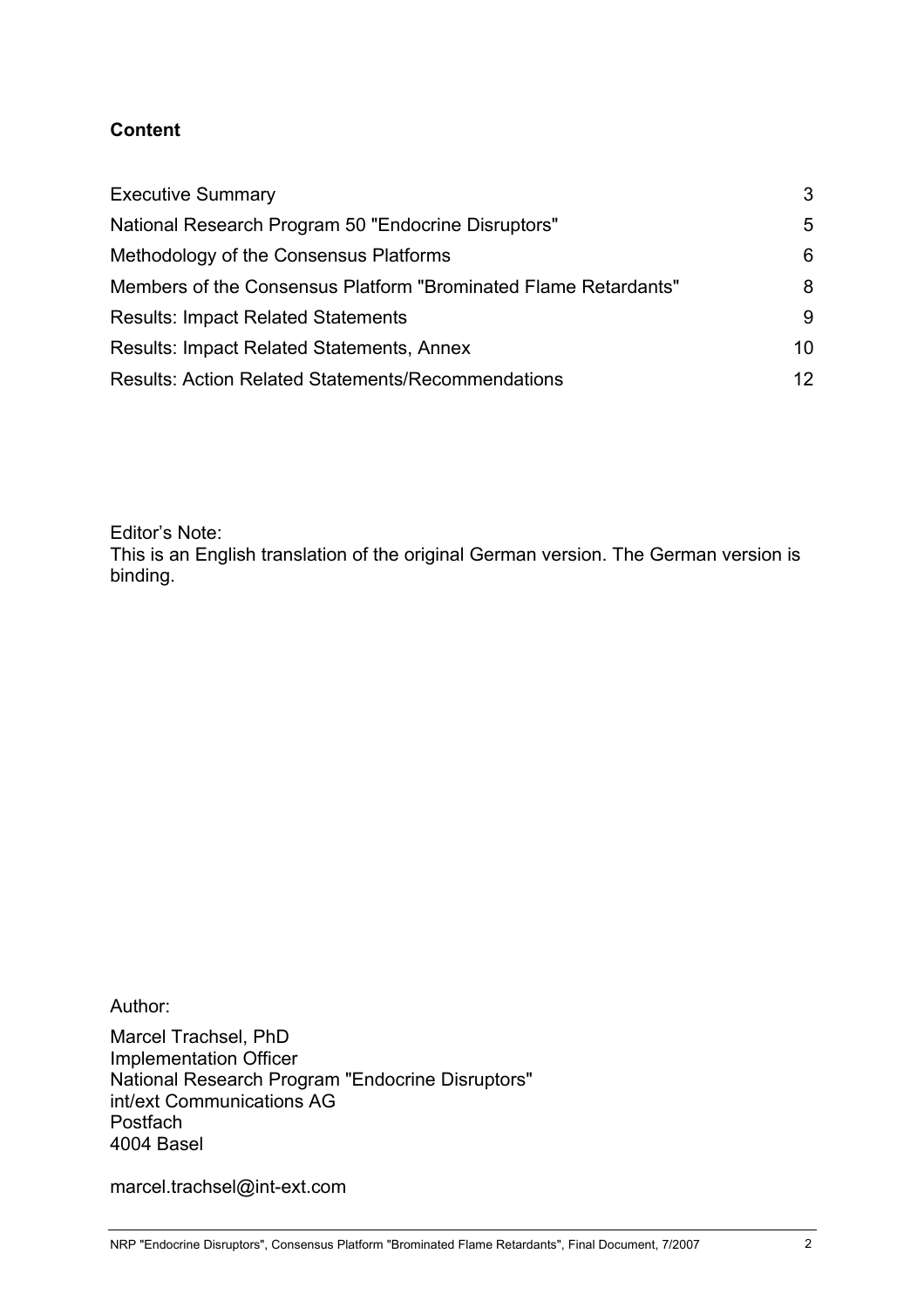**Content**

| | |
|---|---|
| Executive Summary | 3 |
| National Research Program 50 "Endocrine Disruptors" | 5 |
| Methodology of the Consensus Platforms | 6 |
| Members of the Consensus Platform "Brominated Flame Retardants" | 8 |
| Results: Impact Related Statements | 9 |
| Results: Impact Related Statements, Annex | 10 |
| Results: Action Related Statements/Recommendations | 12 |

Editor's Note:
This is an English translation of the original German version. The German version is binding.

Author:

Marcel Trachsel, PhD
Implementation Officer
National Research Program "Endocrine Disruptors"
int/ext Communications AG
Postfach
4004 Basel

marcel.trachsel@int-ext.com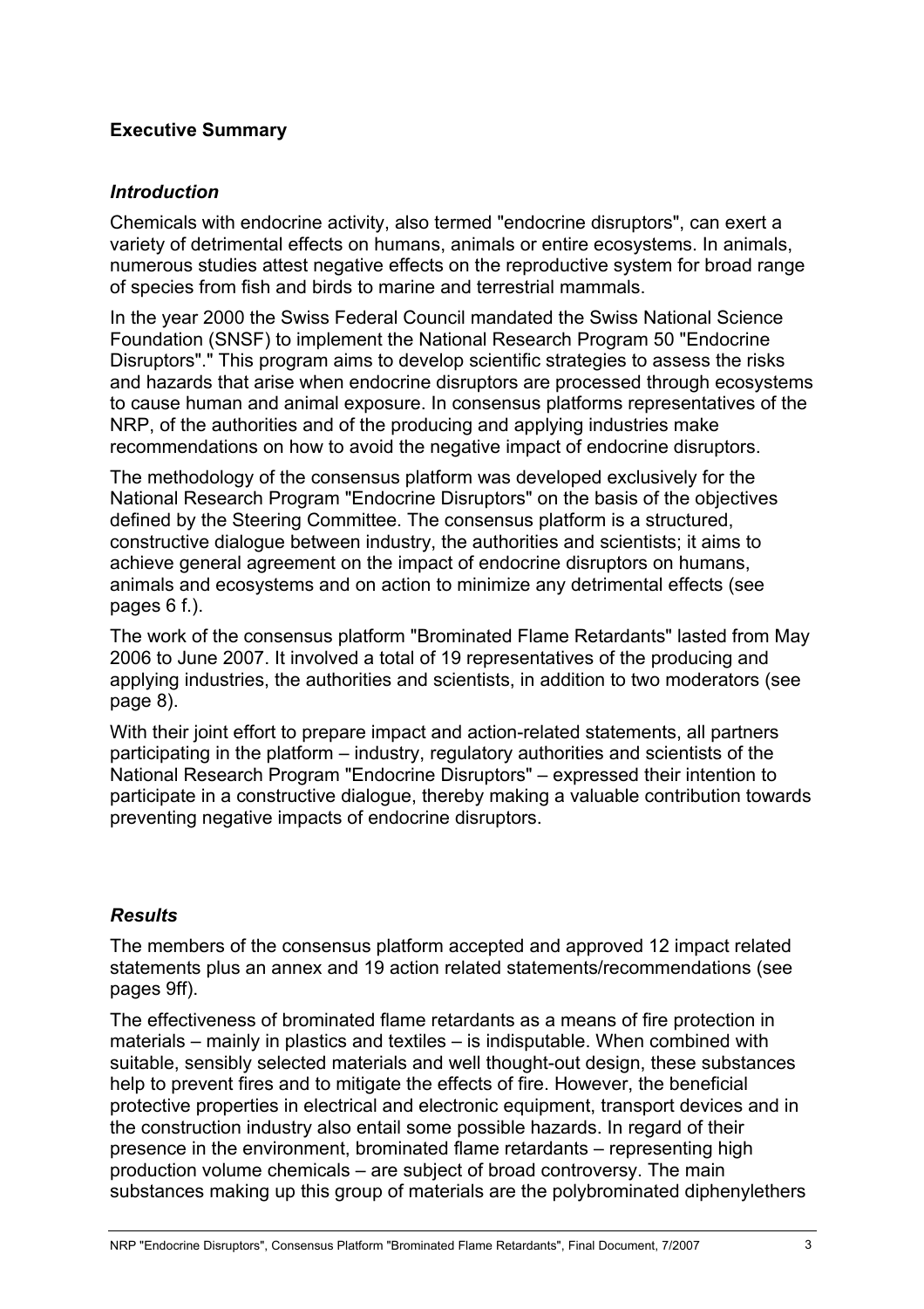## Executive Summary

### *Introduction*

Chemicals with endocrine activity, also termed "endocrine disruptors", can exert a variety of detrimental effects on humans, animals or entire ecosystems. In animals, numerous studies attest negative effects on the reproductive system for broad range of species from fish and birds to marine and terrestrial mammals.

In the year 2000 the Swiss Federal Council mandated the Swiss National Science Foundation (SNSF) to implement the National Research Program 50 "Endocrine Disruptors"." This program aims to develop scientific strategies to assess the risks and hazards that arise when endocrine disruptors are processed through ecosystems to cause human and animal exposure. In consensus platforms representatives of the NRP, of the authorities and of the producing and applying industries make recommendations on how to avoid the negative impact of endocrine disruptors.

The methodology of the consensus platform was developed exclusively for the National Research Program "Endocrine Disruptors" on the basis of the objectives defined by the Steering Committee. The consensus platform is a structured, constructive dialogue between industry, the authorities and scientists; it aims to achieve general agreement on the impact of endocrine disruptors on humans, animals and ecosystems and on action to minimize any detrimental effects (see pages 6 f.).

The work of the consensus platform "Brominated Flame Retardants" lasted from May 2006 to June 2007. It involved a total of 19 representatives of the producing and applying industries, the authorities and scientists, in addition to two moderators (see page 8).

With their joint effort to prepare impact and action-related statements, all partners participating in the platform – industry, regulatory authorities and scientists of the National Research Program "Endocrine Disruptors" – expressed their intention to participate in a constructive dialogue, thereby making a valuable contribution towards preventing negative impacts of endocrine disruptors.

### *Results*

The members of the consensus platform accepted and approved 12 impact related statements plus an annex and 19 action related statements/recommendations (see pages 9ff).

The effectiveness of brominated flame retardants as a means of fire protection in materials – mainly in plastics and textiles – is indisputable. When combined with suitable, sensibly selected materials and well thought-out design, these substances help to prevent fires and to mitigate the effects of fire. However, the beneficial protective properties in electrical and electronic equipment, transport devices and in the construction industry also entail some possible hazards. In regard of their presence in the environment, brominated flame retardants – representing high production volume chemicals – are subject of broad controversy. The main substances making up this group of materials are the polybrominated diphenylethers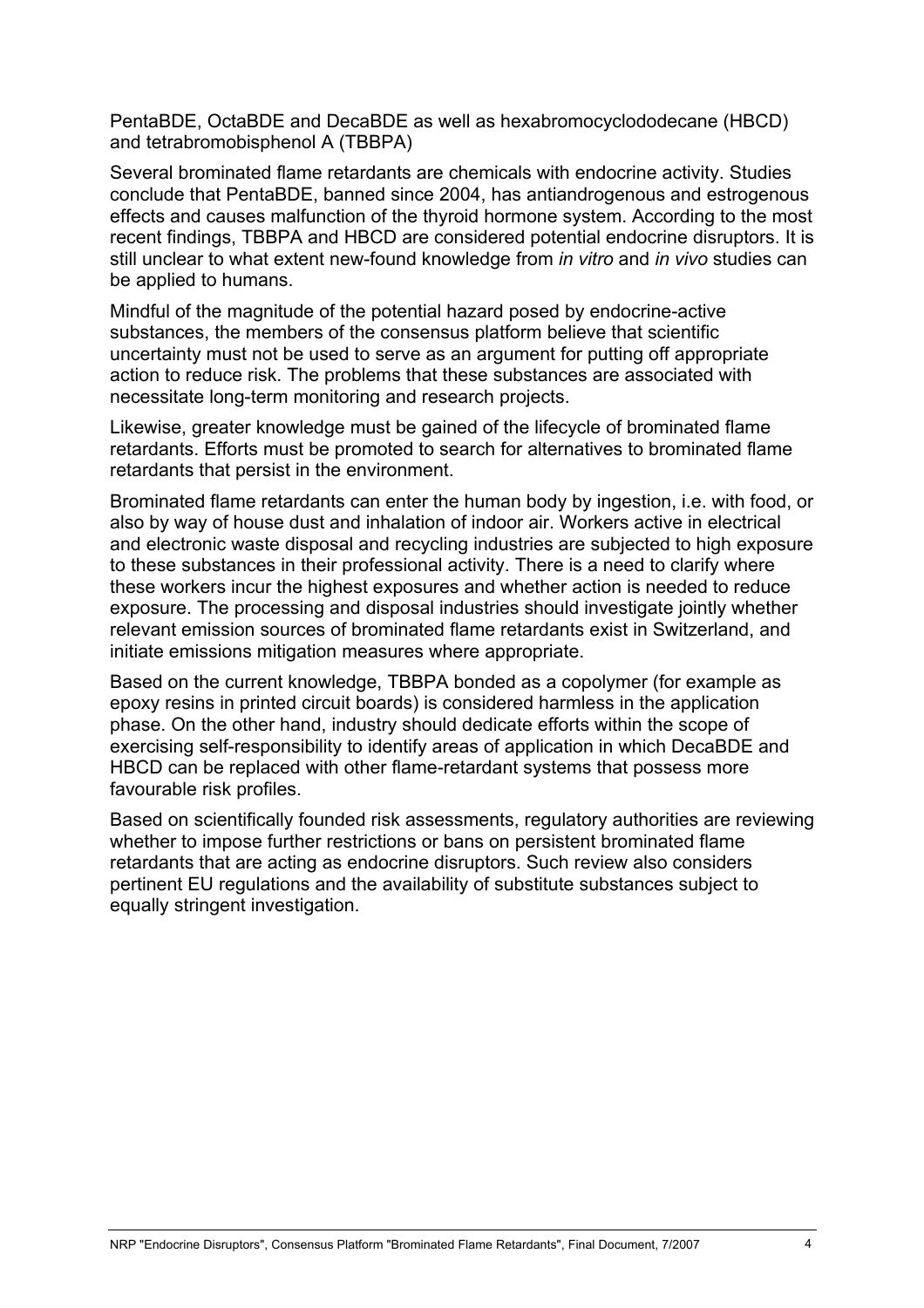PentaBDE, OctaBDE and DecaBDE as well as hexabromocyclododecane (HBCD) and tetrabromobisphenol A (TBBPA)

Several brominated flame retardants are chemicals with endocrine activity. Studies conclude that PentaBDE, banned since 2004, has antiandrogenous and estrogenous effects and causes malfunction of the thyroid hormone system. According to the most recent findings, TBBPA and HBCD are considered potential endocrine disruptors. It is still unclear to what extent new-found knowledge from *in vitro* and *in vivo* studies can be applied to humans.

Mindful of the magnitude of the potential hazard posed by endocrine-active substances, the members of the consensus platform believe that scientific uncertainty must not be used to serve as an argument for putting off appropriate action to reduce risk. The problems that these substances are associated with necessitate long-term monitoring and research projects.

Likewise, greater knowledge must be gained of the lifecycle of brominated flame retardants. Efforts must be promoted to search for alternatives to brominated flame retardants that persist in the environment.

Brominated flame retardants can enter the human body by ingestion, i.e. with food, or also by way of house dust and inhalation of indoor air. Workers active in electrical and electronic waste disposal and recycling industries are subjected to high exposure to these substances in their professional activity. There is a need to clarify where these workers incur the highest exposures and whether action is needed to reduce exposure. The processing and disposal industries should investigate jointly whether relevant emission sources of brominated flame retardants exist in Switzerland, and initiate emissions mitigation measures where appropriate.

Based on the current knowledge, TBBPA bonded as a copolymer (for example as epoxy resins in printed circuit boards) is considered harmless in the application phase. On the other hand, industry should dedicate efforts within the scope of exercising self-responsibility to identify areas of application in which DecaBDE and HBCD can be replaced with other flame-retardant systems that possess more favourable risk profiles.

Based on scientifically founded risk assessments, regulatory authorities are reviewing whether to impose further restrictions or bans on persistent brominated flame retardants that are acting as endocrine disruptors. Such review also considers pertinent EU regulations and the availability of substitute substances subject to equally stringent investigation.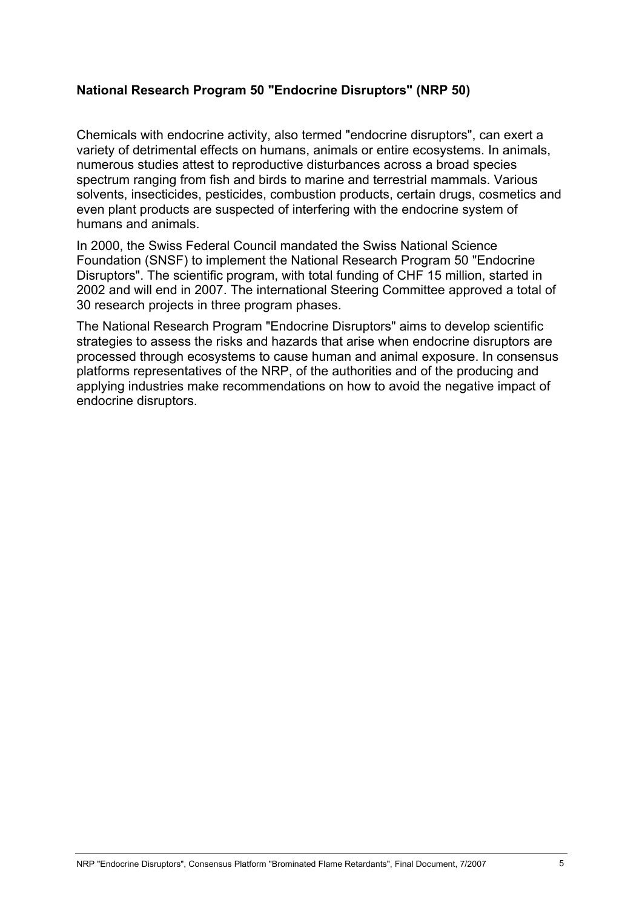## National Research Program 50 "Endocrine Disruptors" (NRP 50)

Chemicals with endocrine activity, also termed "endocrine disruptors", can exert a variety of detrimental effects on humans, animals or entire ecosystems. In animals, numerous studies attest to reproductive disturbances across a broad species spectrum ranging from fish and birds to marine and terrestrial mammals. Various solvents, insecticides, pesticides, combustion products, certain drugs, cosmetics and even plant products are suspected of interfering with the endocrine system of humans and animals.

In 2000, the Swiss Federal Council mandated the Swiss National Science Foundation (SNSF) to implement the National Research Program 50 "Endocrine Disruptors". The scientific program, with total funding of CHF 15 million, started in 2002 and will end in 2007. The international Steering Committee approved a total of 30 research projects in three program phases.

The National Research Program "Endocrine Disruptors" aims to develop scientific strategies to assess the risks and hazards that arise when endocrine disruptors are processed through ecosystems to cause human and animal exposure. In consensus platforms representatives of the NRP, of the authorities and of the producing and applying industries make recommendations on how to avoid the negative impact of endocrine disruptors.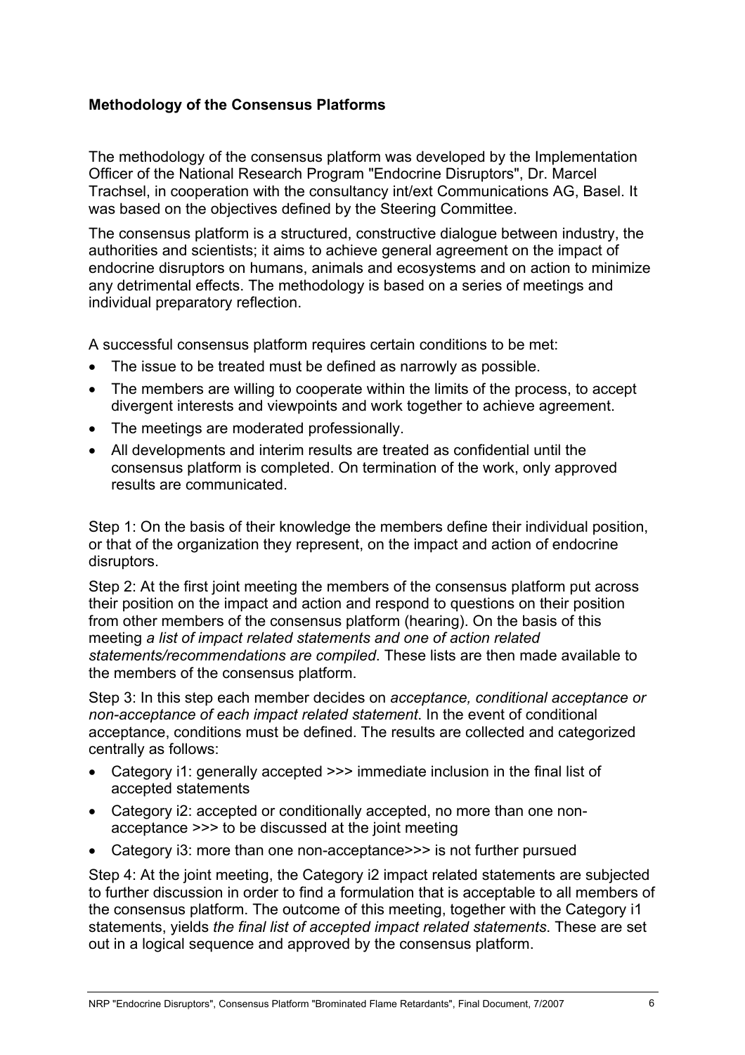**Methodology of the Consensus Platforms**

The methodology of the consensus platform was developed by the Implementation Officer of the National Research Program "Endocrine Disruptors", Dr. Marcel Trachsel, in cooperation with the consultancy int/ext Communications AG, Basel. It was based on the objectives defined by the Steering Committee.

The consensus platform is a structured, constructive dialogue between industry, the authorities and scientists; it aims to achieve general agreement on the impact of endocrine disruptors on humans, animals and ecosystems and on action to minimize any detrimental effects. The methodology is based on a series of meetings and individual preparatory reflection.

A successful consensus platform requires certain conditions to be met:

- The issue to be treated must be defined as narrowly as possible.
- The members are willing to cooperate within the limits of the process, to accept divergent interests and viewpoints and work together to achieve agreement.
- The meetings are moderated professionally.
- All developments and interim results are treated as confidential until the consensus platform is completed. On termination of the work, only approved results are communicated.

Step 1: On the basis of their knowledge the members define their individual position, or that of the organization they represent, on the impact and action of endocrine disruptors.

Step 2: At the first joint meeting the members of the consensus platform put across their position on the impact and action and respond to questions on their position from other members of the consensus platform (hearing). On the basis of this meeting *a list of impact related statements and one of action related statements/recommendations are compiled*. These lists are then made available to the members of the consensus platform.

Step 3: In this step each member decides on *acceptance, conditional acceptance or non-acceptance of each impact related statement*. In the event of conditional acceptance, conditions must be defined. The results are collected and categorized centrally as follows:

- Category i1: generally accepted >>> immediate inclusion in the final list of accepted statements
- Category i2: accepted or conditionally accepted, no more than one non-acceptance >>> to be discussed at the joint meeting
- Category i3: more than one non-acceptance>>> is not further pursued

Step 4: At the joint meeting, the Category i2 impact related statements are subjected to further discussion in order to find a formulation that is acceptable to all members of the consensus platform. The outcome of this meeting, together with the Category i1 statements, yields *the final list of accepted impact related statements*. These are set out in a logical sequence and approved by the consensus platform.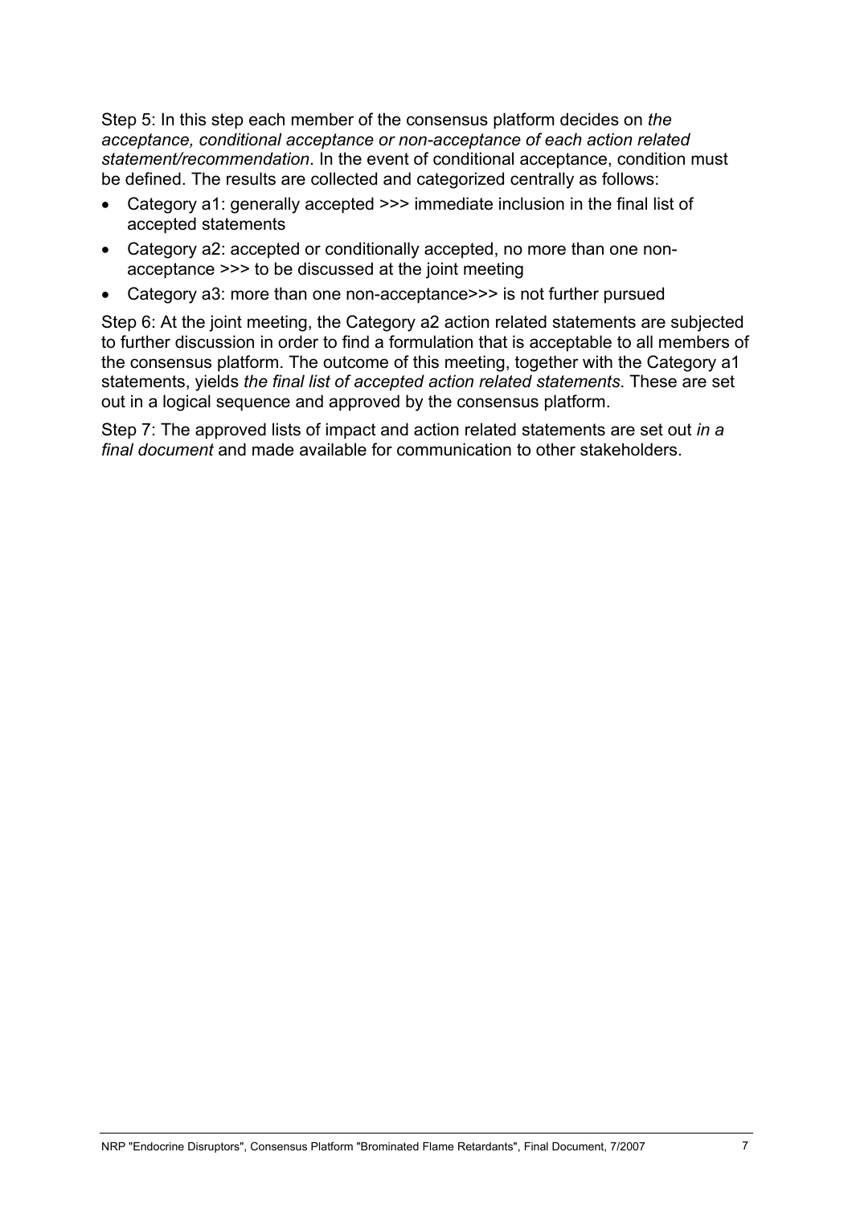Step 5: In this step each member of the consensus platform decides on *the acceptance, conditional acceptance or non-acceptance of each action related statement/recommendation*. In the event of conditional acceptance, condition must be defined. The results are collected and categorized centrally as follows:

- Category a1: generally accepted >>> immediate inclusion in the final list of accepted statements
- Category a2: accepted or conditionally accepted, no more than one non-acceptance >>> to be discussed at the joint meeting
- Category a3: more than one non-acceptance>>> is not further pursued

Step 6: At the joint meeting, the Category a2 action related statements are subjected to further discussion in order to find a formulation that is acceptable to all members of the consensus platform. The outcome of this meeting, together with the Category a1 statements, yields *the final list of accepted action related statements*. These are set out in a logical sequence and approved by the consensus platform.

Step 7: The approved lists of impact and action related statements are set out *in a final document* and made available for communication to other stakeholders.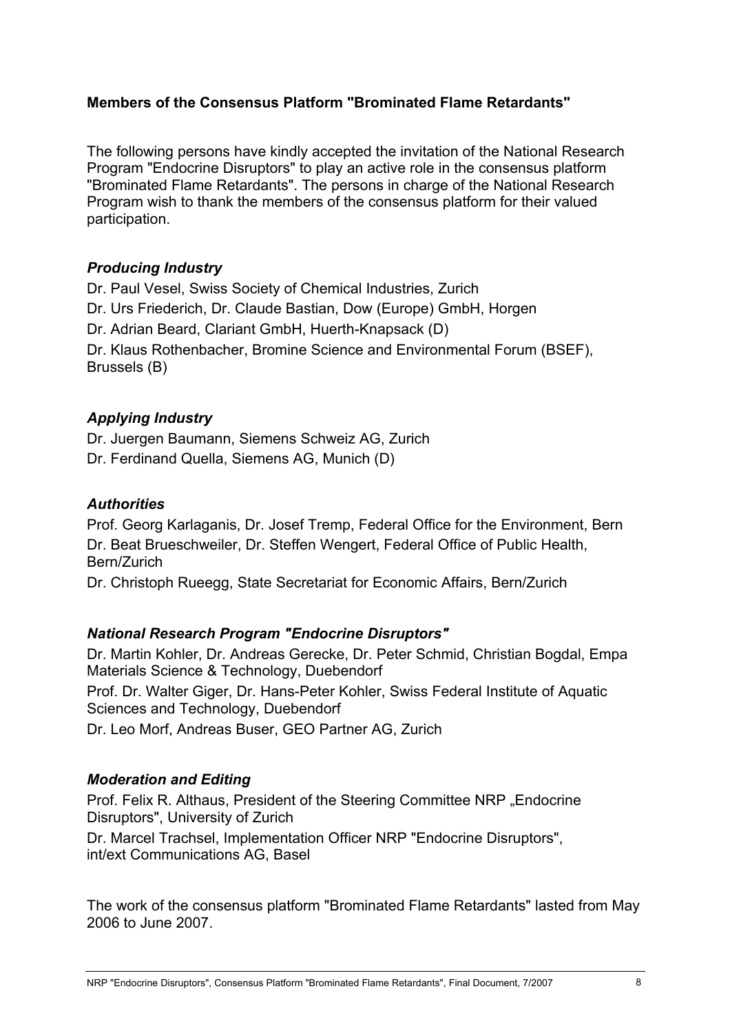## Members of the Consensus Platform "Brominated Flame Retardants"

The following persons have kindly accepted the invitation of the National Research Program "Endocrine Disruptors" to play an active role in the consensus platform "Brominated Flame Retardants". The persons in charge of the National Research Program wish to thank the members of the consensus platform for their valued participation.

### *Producing Industry*

Dr. Paul Vesel, Swiss Society of Chemical Industries, Zurich

Dr. Urs Friederich, Dr. Claude Bastian, Dow (Europe) GmbH, Horgen

Dr. Adrian Beard, Clariant GmbH, Huerth-Knapsack (D)

Dr. Klaus Rothenbacher, Bromine Science and Environmental Forum (BSEF), Brussels (B)

### *Applying Industry*

Dr. Juergen Baumann, Siemens Schweiz AG, Zurich

Dr. Ferdinand Quella, Siemens AG, Munich (D)

### *Authorities*

Prof. Georg Karlaganis, Dr. Josef Tremp, Federal Office for the Environment, Bern

Dr. Beat Brueschweiler, Dr. Steffen Wengert, Federal Office of Public Health, Bern/Zurich

Dr. Christoph Rueegg, State Secretariat for Economic Affairs, Bern/Zurich

### *National Research Program "Endocrine Disruptors"*

Dr. Martin Kohler, Dr. Andreas Gerecke, Dr. Peter Schmid, Christian Bogdal, Empa Materials Science & Technology, Duebendorf

Prof. Dr. Walter Giger, Dr. Hans-Peter Kohler, Swiss Federal Institute of Aquatic Sciences and Technology, Duebendorf

Dr. Leo Morf, Andreas Buser, GEO Partner AG, Zurich

### *Moderation and Editing*

Prof. Felix R. Althaus, President of the Steering Committee NRP „Endocrine Disruptors", University of Zurich

Dr. Marcel Trachsel, Implementation Officer NRP "Endocrine Disruptors", int/ext Communications AG, Basel

The work of the consensus platform "Brominated Flame Retardants" lasted from May 2006 to June 2007.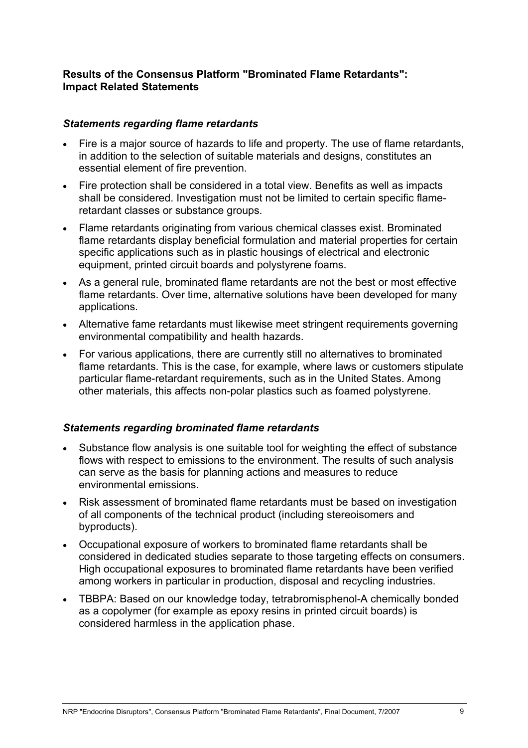**Results of the Consensus Platform "Brominated Flame Retardants": Impact Related Statements**

### *Statements regarding flame retardants*

- Fire is a major source of hazards to life and property. The use of flame retardants, in addition to the selection of suitable materials and designs, constitutes an essential element of fire prevention.
- Fire protection shall be considered in a total view. Benefits as well as impacts shall be considered. Investigation must not be limited to certain specific flame-retardant classes or substance groups.
- Flame retardants originating from various chemical classes exist. Brominated flame retardants display beneficial formulation and material properties for certain specific applications such as in plastic housings of electrical and electronic equipment, printed circuit boards and polystyrene foams.
- As a general rule, brominated flame retardants are not the best or most effective flame retardants. Over time, alternative solutions have been developed for many applications.
- Alternative fame retardants must likewise meet stringent requirements governing environmental compatibility and health hazards.
- For various applications, there are currently still no alternatives to brominated flame retardants. This is the case, for example, where laws or customers stipulate particular flame-retardant requirements, such as in the United States. Among other materials, this affects non-polar plastics such as foamed polystyrene.

### *Statements regarding brominated flame retardants*

- Substance flow analysis is one suitable tool for weighting the effect of substance flows with respect to emissions to the environment. The results of such analysis can serve as the basis for planning actions and measures to reduce environmental emissions.
- Risk assessment of brominated flame retardants must be based on investigation of all components of the technical product (including stereoisomers and byproducts).
- Occupational exposure of workers to brominated flame retardants shall be considered in dedicated studies separate to those targeting effects on consumers. High occupational exposures to brominated flame retardants have been verified among workers in particular in production, disposal and recycling industries.
- TBBPA: Based on our knowledge today, tetrabromisphenol-A chemically bonded as a copolymer (for example as epoxy resins in printed circuit boards) is considered harmless in the application phase.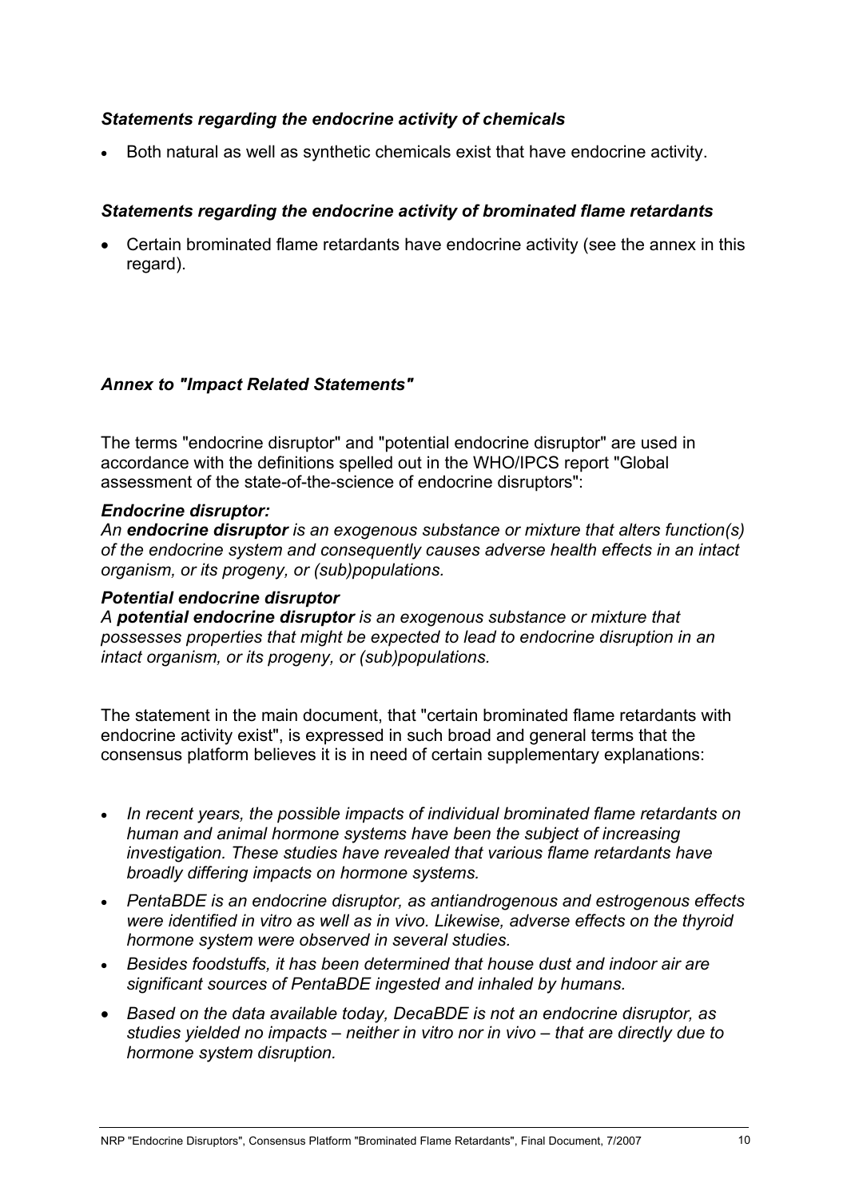### *Statements regarding the endocrine activity of chemicals*

- Both natural as well as synthetic chemicals exist that have endocrine activity.

### *Statements regarding the endocrine activity of brominated flame retardants*

- Certain brominated flame retardants have endocrine activity (see the annex in this regard).

### *Annex to "Impact Related Statements"*

The terms "endocrine disruptor" and "potential endocrine disruptor" are used in accordance with the definitions spelled out in the WHO/IPCS report "Global assessment of the state-of-the-science of endocrine disruptors":

***Endocrine disruptor:***

*An **endocrine disruptor** is an exogenous substance or mixture that alters function(s) of the endocrine system and consequently causes adverse health effects in an intact organism, or its progeny, or (sub)populations.*

***Potential endocrine disruptor***

*A **potential endocrine disruptor** is an exogenous substance or mixture that possesses properties that might be expected to lead to endocrine disruption in an intact organism, or its progeny, or (sub)populations.*

The statement in the main document, that "certain brominated flame retardants with endocrine activity exist", is expressed in such broad and general terms that the consensus platform believes it is in need of certain supplementary explanations:

- *In recent years, the possible impacts of individual brominated flame retardants on human and animal hormone systems have been the subject of increasing investigation. These studies have revealed that various flame retardants have broadly differing impacts on hormone systems.*
- *PentaBDE is an endocrine disruptor, as antiandrogenous and estrogenous effects were identified in vitro as well as in vivo. Likewise, adverse effects on the thyroid hormone system were observed in several studies.*
- *Besides foodstuffs, it has been determined that house dust and indoor air are significant sources of PentaBDE ingested and inhaled by humans.*
- *Based on the data available today, DecaBDE is not an endocrine disruptor, as studies yielded no impacts – neither in vitro nor in vivo – that are directly due to hormone system disruption.*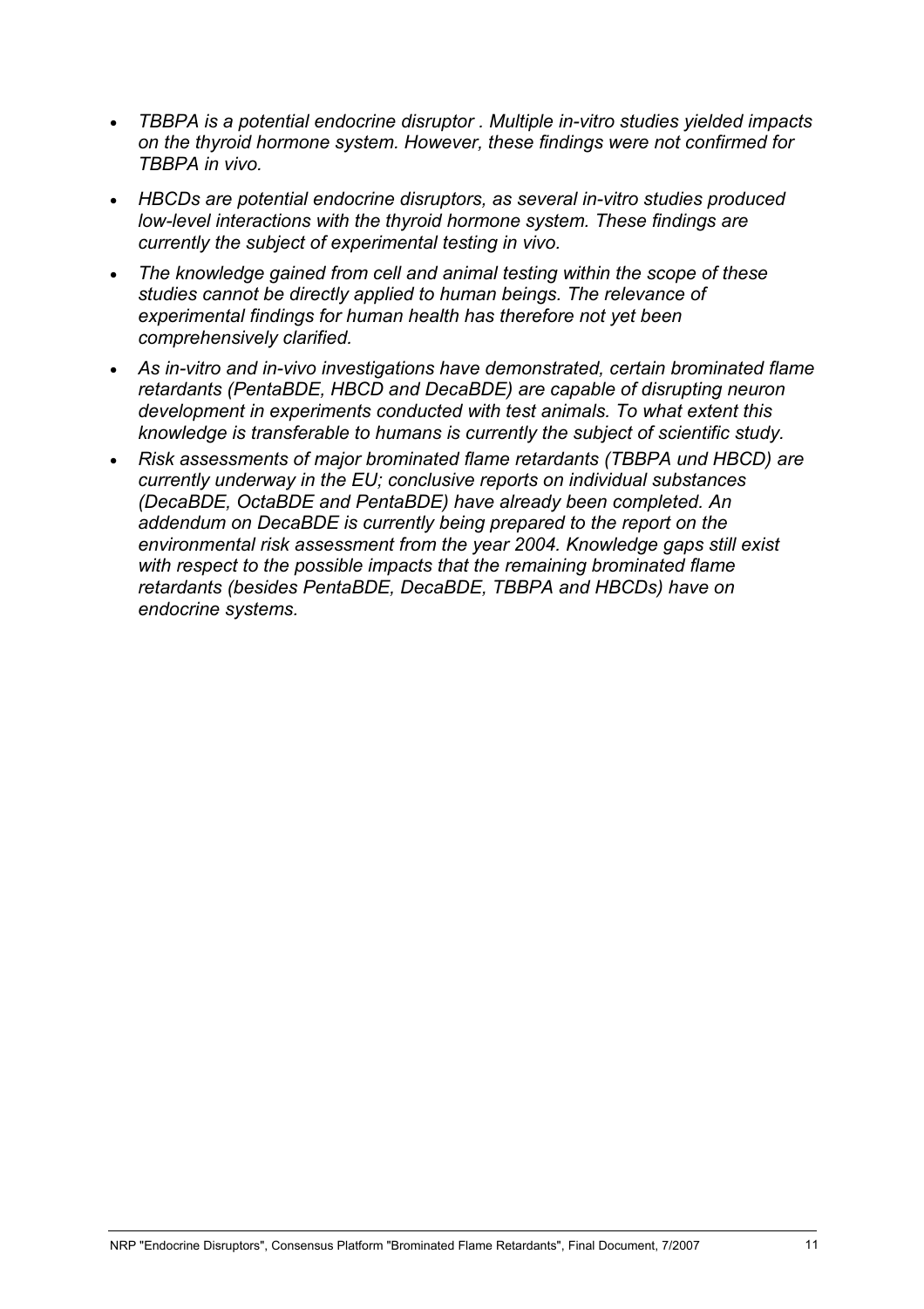- *TBBPA is a potential endocrine disruptor . Multiple in-vitro studies yielded impacts on the thyroid hormone system. However, these findings were not confirmed for TBBPA in vivo.*
- *HBCDs are potential endocrine disruptors, as several in-vitro studies produced low-level interactions with the thyroid hormone system. These findings are currently the subject of experimental testing in vivo.*
- *The knowledge gained from cell and animal testing within the scope of these studies cannot be directly applied to human beings. The relevance of experimental findings for human health has therefore not yet been comprehensively clarified.*
- *As in-vitro and in-vivo investigations have demonstrated, certain brominated flame retardants (PentaBDE, HBCD and DecaBDE) are capable of disrupting neuron development in experiments conducted with test animals. To what extent this knowledge is transferable to humans is currently the subject of scientific study.*
- *Risk assessments of major brominated flame retardants (TBBPA und HBCD) are currently underway in the EU; conclusive reports on individual substances (DecaBDE, OctaBDE and PentaBDE) have already been completed. An addendum on DecaBDE is currently being prepared to the report on the environmental risk assessment from the year 2004. Knowledge gaps still exist with respect to the possible impacts that the remaining brominated flame retardants (besides PentaBDE, DecaBDE, TBBPA and HBCDs) have on endocrine systems.*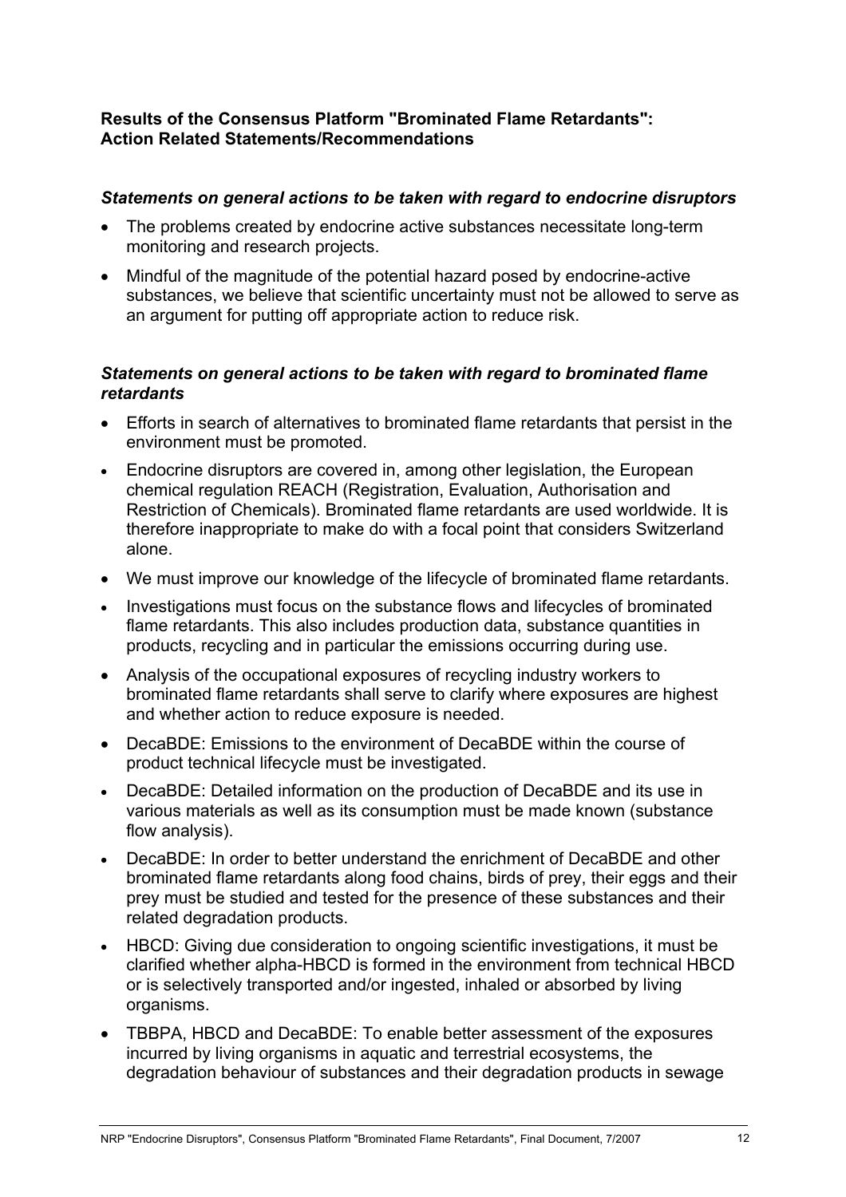**Results of the Consensus Platform "Brominated Flame Retardants": Action Related Statements/Recommendations**

### *Statements on general actions to be taken with regard to endocrine disruptors*

- The problems created by endocrine active substances necessitate long-term monitoring and research projects.
- Mindful of the magnitude of the potential hazard posed by endocrine-active substances, we believe that scientific uncertainty must not be allowed to serve as an argument for putting off appropriate action to reduce risk.

### *Statements on general actions to be taken with regard to brominated flame retardants*

- Efforts in search of alternatives to brominated flame retardants that persist in the environment must be promoted.
- Endocrine disruptors are covered in, among other legislation, the European chemical regulation REACH (Registration, Evaluation, Authorisation and Restriction of Chemicals). Brominated flame retardants are used worldwide. It is therefore inappropriate to make do with a focal point that considers Switzerland alone.
- We must improve our knowledge of the lifecycle of brominated flame retardants.
- Investigations must focus on the substance flows and lifecycles of brominated flame retardants. This also includes production data, substance quantities in products, recycling and in particular the emissions occurring during use.
- Analysis of the occupational exposures of recycling industry workers to brominated flame retardants shall serve to clarify where exposures are highest and whether action to reduce exposure is needed.
- DecaBDE: Emissions to the environment of DecaBDE within the course of product technical lifecycle must be investigated.
- DecaBDE: Detailed information on the production of DecaBDE and its use in various materials as well as its consumption must be made known (substance flow analysis).
- DecaBDE: In order to better understand the enrichment of DecaBDE and other brominated flame retardants along food chains, birds of prey, their eggs and their prey must be studied and tested for the presence of these substances and their related degradation products.
- HBCD: Giving due consideration to ongoing scientific investigations, it must be clarified whether alpha-HBCD is formed in the environment from technical HBCD or is selectively transported and/or ingested, inhaled or absorbed by living organisms.
- TBBPA, HBCD and DecaBDE: To enable better assessment of the exposures incurred by living organisms in aquatic and terrestrial ecosystems, the degradation behaviour of substances and their degradation products in sewage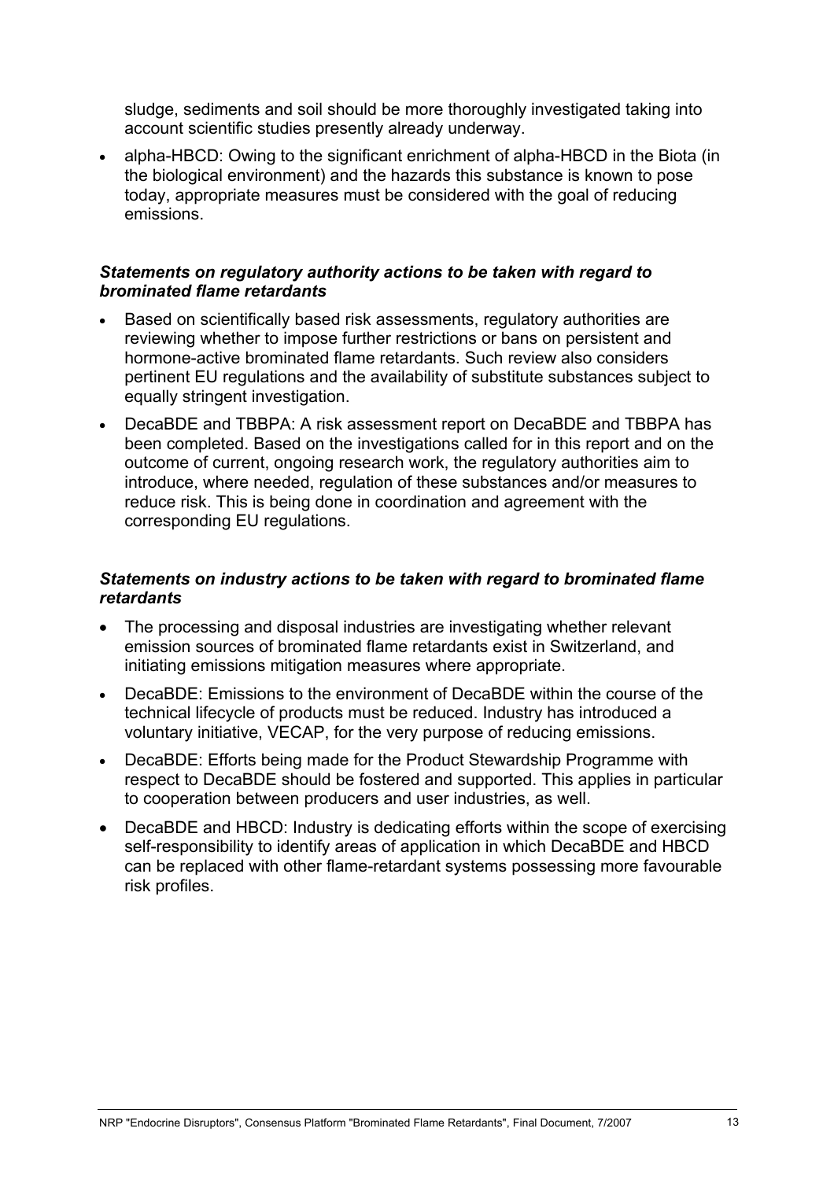sludge, sediments and soil should be more thoroughly investigated taking into account scientific studies presently already underway.

- alpha-HBCD: Owing to the significant enrichment of alpha-HBCD in the Biota (in the biological environment) and the hazards this substance is known to pose today, appropriate measures must be considered with the goal of reducing emissions.

***Statements on regulatory authority actions to be taken with regard to brominated flame retardants***

- Based on scientifically based risk assessments, regulatory authorities are reviewing whether to impose further restrictions or bans on persistent and hormone-active brominated flame retardants. Such review also considers pertinent EU regulations and the availability of substitute substances subject to equally stringent investigation.
- DecaBDE and TBBPA: A risk assessment report on DecaBDE and TBBPA has been completed. Based on the investigations called for in this report and on the outcome of current, ongoing research work, the regulatory authorities aim to introduce, where needed, regulation of these substances and/or measures to reduce risk. This is being done in coordination and agreement with the corresponding EU regulations.

***Statements on industry actions to be taken with regard to brominated flame retardants***

- The processing and disposal industries are investigating whether relevant emission sources of brominated flame retardants exist in Switzerland, and initiating emissions mitigation measures where appropriate.
- DecaBDE: Emissions to the environment of DecaBDE within the course of the technical lifecycle of products must be reduced. Industry has introduced a voluntary initiative, VECAP, for the very purpose of reducing emissions.
- DecaBDE: Efforts being made for the Product Stewardship Programme with respect to DecaBDE should be fostered and supported. This applies in particular to cooperation between producers and user industries, as well.
- DecaBDE and HBCD: Industry is dedicating efforts within the scope of exercising self-responsibility to identify areas of application in which DecaBDE and HBCD can be replaced with other flame-retardant systems possessing more favourable risk profiles.